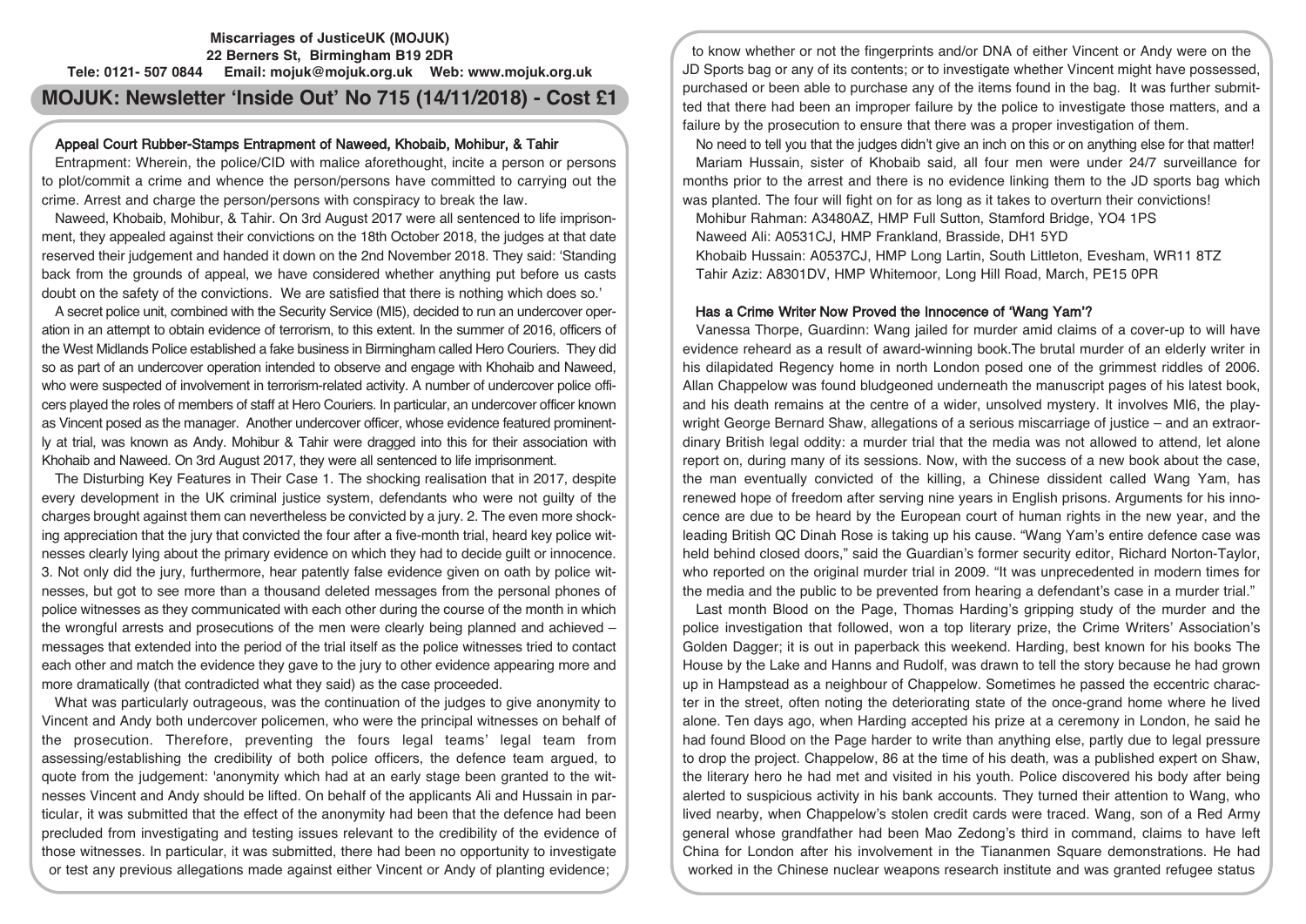**Miscarriages of JusticeUK (MOJUK)**
**22 Berners St, Birmingham B19 2DR**
**Tele: 0121- 507 0844 Email: mojuk@mojuk.org.uk Web: www.mojuk.org.uk**

# MOJUK: Newsletter 'Inside Out' No 715 (14/11/2018) - Cost £1

## Appeal Court Rubber-Stamps Entrapment of Naweed, Khobaib, Mohibur, & Tahir

Entrapment: Wherein, the police/CID with malice aforethought, incite a person or persons to plot/commit a crime and whence the person/persons have committed to carrying out the crime. Arrest and charge the person/persons with conspiracy to break the law.

Naweed, Khobaib, Mohibur, & Tahir. On 3rd August 2017 were all sentenced to life imprisonment, they appealed against their convictions on the 18th October 2018, the judges at that date reserved their judgement and handed it down on the 2nd November 2018. They said: 'Standing back from the grounds of appeal, we have considered whether anything put before us casts doubt on the safety of the convictions. We are satisfied that there is nothing which does so.'

A secret police unit, combined with the Security Service (MI5), decided to run an undercover operation in an attempt to obtain evidence of terrorism, to this extent. In the summer of 2016, officers of the West Midlands Police established a fake business in Birmingham called Hero Couriers. They did so as part of an undercover operation intended to observe and engage with Khohaib and Naweed, who were suspected of involvement in terrorism-related activity. A number of undercover police officers played the roles of members of staff at Hero Couriers. In particular, an undercover officer known as Vincent posed as the manager. Another undercover officer, whose evidence featured prominently at trial, was known as Andy. Mohibur & Tahir were dragged into this for their association with Khohaib and Naweed. On 3rd August 2017, they were all sentenced to life imprisonment.

The Disturbing Key Features in Their Case 1. The shocking realisation that in 2017, despite every development in the UK criminal justice system, defendants who were not guilty of the charges brought against them can nevertheless be convicted by a jury. 2. The even more shocking appreciation that the jury that convicted the four after a five-month trial, heard key police witnesses clearly lying about the primary evidence on which they had to decide guilt or innocence. 3. Not only did the jury, furthermore, hear patently false evidence given on oath by police witnesses, but got to see more than a thousand deleted messages from the personal phones of police witnesses as they communicated with each other during the course of the month in which the wrongful arrests and prosecutions of the men were clearly being planned and achieved – messages that extended into the period of the trial itself as the police witnesses tried to contact each other and match the evidence they gave to the jury to other evidence appearing more and more dramatically (that contradicted what they said) as the case proceeded.

What was particularly outrageous, was the continuation of the judges to give anonymity to Vincent and Andy both undercover policemen, who were the principal witnesses on behalf of the prosecution. Therefore, preventing the fours legal teams' legal team from assessing/establishing the credibility of both police officers, the defence team argued, to quote from the judgement: 'anonymity which had at an early stage been granted to the witnesses Vincent and Andy should be lifted. On behalf of the applicants Ali and Hussain in particular, it was submitted that the effect of the anonymity had been that the defence had been precluded from investigating and testing issues relevant to the credibility of the evidence of those witnesses. In particular, it was submitted, there had been no opportunity to investigate or test any previous allegations made against either Vincent or Andy of planting evidence; to know whether or not the fingerprints and/or DNA of either Vincent or Andy were on the JD Sports bag or any of its contents; or to investigate whether Vincent might have possessed, purchased or been able to purchase any of the items found in the bag. It was further submitted that there had been an improper failure by the police to investigate those matters, and a failure by the prosecution to ensure that there was a proper investigation of them.

No need to tell you that the judges didn't give an inch on this or on anything else for that matter!

Mariam Hussain, sister of Khobaib said, all four men were under 24/7 surveillance for months prior to the arrest and there is no evidence linking them to the JD sports bag which was planted. The four will fight on for as long as it takes to overturn their convictions!

Mohibur Rahman: A3480AZ, HMP Full Sutton, Stamford Bridge, YO4 1PS
Naweed Ali: A0531CJ, HMP Frankland, Brasside, DH1 5YD
Khobaib Hussain: A0537CJ, HMP Long Lartin, South Littleton, Evesham, WR11 8TZ
Tahir Aziz: A8301DV, HMP Whitemoor, Long Hill Road, March, PE15 0PR

## Has a Crime Writer Now Proved the Innocence of 'Wang Yam'?

Vanessa Thorpe, Guardinn: Wang jailed for murder amid claims of a cover-up to will have evidence reheard as a result of award-winning book.The brutal murder of an elderly writer in his dilapidated Regency home in north London posed one of the grimmest riddles of 2006. Allan Chappelow was found bludgeoned underneath the manuscript pages of his latest book, and his death remains at the centre of a wider, unsolved mystery. It involves MI6, the playwright George Bernard Shaw, allegations of a serious miscarriage of justice – and an extraordinary British legal oddity: a murder trial that the media was not allowed to attend, let alone report on, during many of its sessions. Now, with the success of a new book about the case, the man eventually convicted of the killing, a Chinese dissident called Wang Yam, has renewed hope of freedom after serving nine years in English prisons. Arguments for his innocence are due to be heard by the European court of human rights in the new year, and the leading British QC Dinah Rose is taking up his cause. "Wang Yam's entire defence case was held behind closed doors," said the Guardian's former security editor, Richard Norton-Taylor, who reported on the original murder trial in 2009. "It was unprecedented in modern times for the media and the public to be prevented from hearing a defendant's case in a murder trial."

Last month Blood on the Page, Thomas Harding's gripping study of the murder and the police investigation that followed, won a top literary prize, the Crime Writers' Association's Golden Dagger; it is out in paperback this weekend. Harding, best known for his books The House by the Lake and Hanns and Rudolf, was drawn to tell the story because he had grown up in Hampstead as a neighbour of Chappelow. Sometimes he passed the eccentric character in the street, often noting the deteriorating state of the once-grand home where he lived alone. Ten days ago, when Harding accepted his prize at a ceremony in London, he said he had found Blood on the Page harder to write than anything else, partly due to legal pressure to drop the project. Chappelow, 86 at the time of his death, was a published expert on Shaw, the literary hero he had met and visited in his youth. Police discovered his body after being alerted to suspicious activity in his bank accounts. They turned their attention to Wang, who lived nearby, when Chappelow's stolen credit cards were traced. Wang, son of a Red Army general whose grandfather had been Mao Zedong's third in command, claims to have left China for London after his involvement in the Tiananmen Square demonstrations. He had worked in the Chinese nuclear weapons research institute and was granted refugee status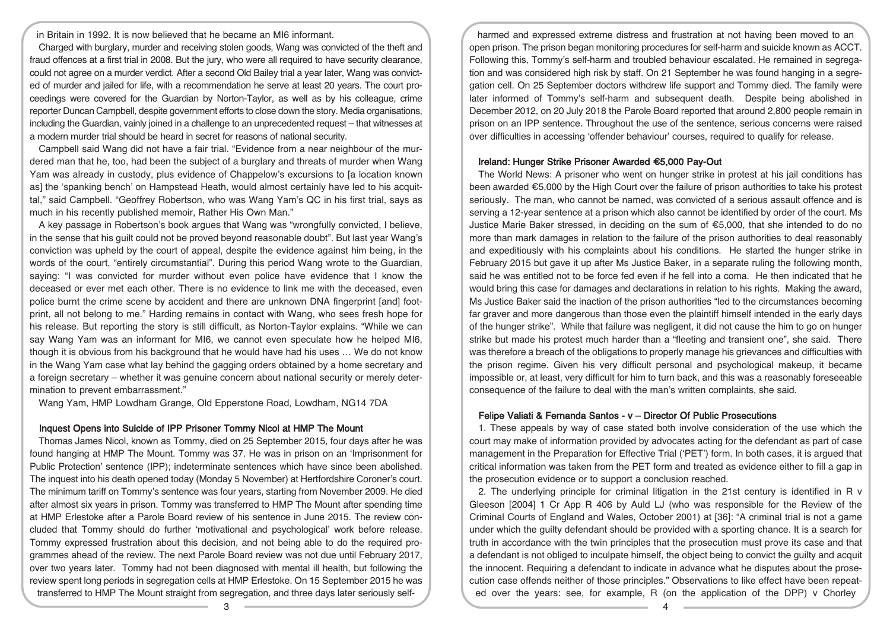in Britain in 1992. It is now believed that he became an MI6 informant.

Charged with burglary, murder and receiving stolen goods, Wang was convicted of the theft and fraud offences at a first trial in 2008. But the jury, who were all required to have security clearance, could not agree on a murder verdict. After a second Old Bailey trial a year later, Wang was convicted of murder and jailed for life, with a recommendation he serve at least 20 years. The court proceedings were covered for the Guardian by Norton-Taylor, as well as by his colleague, crime reporter Duncan Campbell, despite government efforts to close down the story. Media organisations, including the Guardian, vainly joined in a challenge to an unprecedented request – that witnesses at a modern murder trial should be heard in secret for reasons of national security.

Campbell said Wang did not have a fair trial. "Evidence from a near neighbour of the murdered man that he, too, had been the subject of a burglary and threats of murder when Wang Yam was already in custody, plus evidence of Chappelow's excursions to [a location known as] the 'spanking bench' on Hampstead Heath, would almost certainly have led to his acquittal," said Campbell. "Geoffrey Robertson, who was Wang Yam's QC in his first trial, says as much in his recently published memoir, Rather His Own Man."

A key passage in Robertson's book argues that Wang was "wrongfully convicted, I believe, in the sense that his guilt could not be proved beyond reasonable doubt". But last year Wang's conviction was upheld by the court of appeal, despite the evidence against him being, in the words of the court, "entirely circumstantial". During this period Wang wrote to the Guardian, saying: "I was convicted for murder without even police have evidence that I know the deceased or ever met each other. There is no evidence to link me with the deceased, even police burnt the crime scene by accident and there are unknown DNA fingerprint [and] footprint, all not belong to me." Harding remains in contact with Wang, who sees fresh hope for his release. But reporting the story is still difficult, as Norton-Taylor explains. "While we can say Wang Yam was an informant for MI6, we cannot even speculate how he helped MI6, though it is obvious from his background that he would have had his uses … We do not know in the Wang Yam case what lay behind the gagging orders obtained by a home secretary and a foreign secretary – whether it was genuine concern about national security or merely determination to prevent embarrassment."

Wang Yam, HMP Lowdham Grange, Old Epperstone Road, Lowdham, NG14 7DA

## Inquest Opens into Suicide of IPP Prisoner Tommy Nicol at HMP The Mount

Thomas James Nicol, known as Tommy, died on 25 September 2015, four days after he was found hanging at HMP The Mount. Tommy was 37. He was in prison on an 'Imprisonment for Public Protection' sentence (IPP); indeterminate sentences which have since been abolished. The inquest into his death opened today (Monday 5 November) at Hertfordshire Coroner's court. The minimum tariff on Tommy's sentence was four years, starting from November 2009. He died after almost six years in prison. Tommy was transferred to HMP The Mount after spending time at HMP Erlestoke after a Parole Board review of his sentence in June 2015. The review concluded that Tommy should do further 'motivational and psychological' work before release. Tommy expressed frustration about this decision, and not being able to do the required programmes ahead of the review. The next Parole Board review was not due until February 2017, over two years later. Tommy had not been diagnosed with mental ill health, but following the review spent long periods in segregation cells at HMP Erlestoke. On 15 September 2015 he was transferred to HMP The Mount straight from segregation, and three days later seriously self-harmed and expressed extreme distress and frustration at not having been moved to an open prison. The prison began monitoring procedures for self-harm and suicide known as ACCT. Following this, Tommy's self-harm and troubled behaviour escalated. He remained in segregation and was considered high risk by staff. On 21 September he was found hanging in a segregation cell. On 25 September doctors withdrew life support and Tommy died. The family were later informed of Tommy's self-harm and subsequent death. Despite being abolished in December 2012, on 20 July 2018 the Parole Board reported that around 2,800 people remain in prison on an IPP sentence. Throughout the use of the sentence, serious concerns were raised over difficulties in accessing 'offender behaviour' courses, required to qualify for release.

## Ireland: Hunger Strike Prisoner Awarded €5,000 Pay-Out

The World News: A prisoner who went on hunger strike in protest at his jail conditions has been awarded €5,000 by the High Court over the failure of prison authorities to take his protest seriously. The man, who cannot be named, was convicted of a serious assault offence and is serving a 12-year sentence at a prison which also cannot be identified by order of the court. Ms Justice Marie Baker stressed, in deciding on the sum of €5,000, that she intended to do no more than mark damages in relation to the failure of the prison authorities to deal reasonably and expeditiously with his complaints about his conditions. He started the hunger strike in February 2015 but gave it up after Ms Justice Baker, in a separate ruling the following month, said he was entitled not to be force fed even if he fell into a coma. He then indicated that he would bring this case for damages and declarations in relation to his rights. Making the award, Ms Justice Baker said the inaction of the prison authorities "led to the circumstances becoming far graver and more dangerous than those even the plaintiff himself intended in the early days of the hunger strike". While that failure was negligent, it did not cause the him to go on hunger strike but made his protest much harder than a "fleeting and transient one", she said. There was therefore a breach of the obligations to properly manage his grievances and difficulties with the prison regime. Given his very difficult personal and psychological makeup, it became impossible or, at least, very difficult for him to turn back, and this was a reasonably foreseeable consequence of the failure to deal with the man's written complaints, she said.

## Felipe Valiati & Fernanda Santos - v – Director Of Public Prosecutions

1. These appeals by way of case stated both involve consideration of the use which the court may make of information provided by advocates acting for the defendant as part of case management in the Preparation for Effective Trial ('PET') form. In both cases, it is argued that critical information was taken from the PET form and treated as evidence either to fill a gap in the prosecution evidence or to support a conclusion reached.

2. The underlying principle for criminal litigation in the 21st century is identified in R v Gleeson [2004] 1 Cr App R 406 by Auld LJ (who was responsible for the Review of the Criminal Courts of England and Wales, October 2001) at [36]: "A criminal trial is not a game under which the guilty defendant should be provided with a sporting chance. It is a search for truth in accordance with the twin principles that the prosecution must prove its case and that a defendant is not obliged to inculpate himself, the object being to convict the guilty and acquit the innocent. Requiring a defendant to indicate in advance what he disputes about the prosecution case offends neither of those principles." Observations to like effect have been repeated over the years: see, for example, R (on the application of the DPP) v Chorley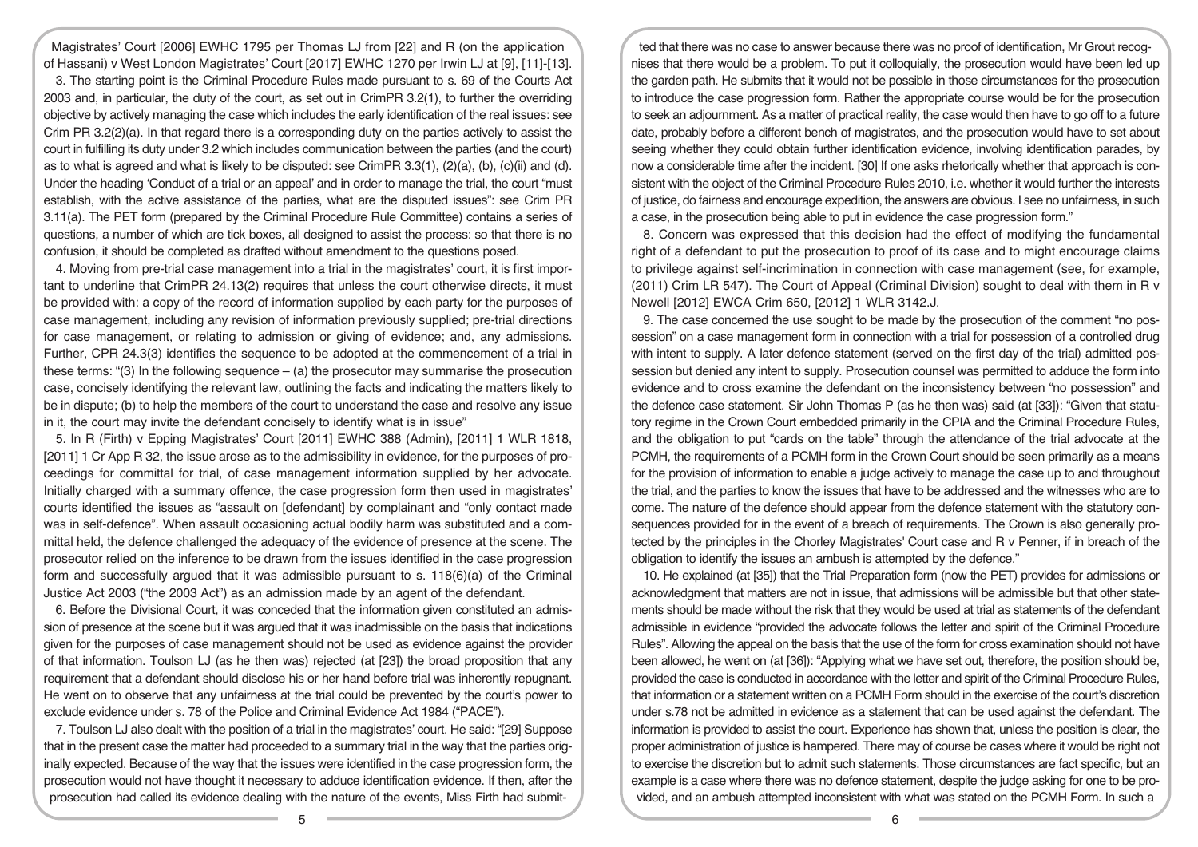Magistrates' Court [2006] EWHC 1795 per Thomas LJ from [22] and R (on the application of Hassani) v West London Magistrates' Court [2017] EWHC 1270 per Irwin LJ at [9], [11]-[13].

3. The starting point is the Criminal Procedure Rules made pursuant to s. 69 of the Courts Act 2003 and, in particular, the duty of the court, as set out in CrimPR 3.2(1), to further the overriding objective by actively managing the case which includes the early identification of the real issues: see Crim PR 3.2(2)(a). In that regard there is a corresponding duty on the parties actively to assist the court in fulfilling its duty under 3.2 which includes communication between the parties (and the court) as to what is agreed and what is likely to be disputed: see CrimPR 3.3(1), (2)(a), (b), (c)(ii) and (d). Under the heading 'Conduct of a trial or an appeal' and in order to manage the trial, the court "must establish, with the active assistance of the parties, what are the disputed issues": see Crim PR 3.11(a). The PET form (prepared by the Criminal Procedure Rule Committee) contains a series of questions, a number of which are tick boxes, all designed to assist the process: so that there is no confusion, it should be completed as drafted without amendment to the questions posed.

4. Moving from pre-trial case management into a trial in the magistrates' court, it is first important to underline that CrimPR 24.13(2) requires that unless the court otherwise directs, it must be provided with: a copy of the record of information supplied by each party for the purposes of case management, including any revision of information previously supplied; pre-trial directions for case management, or relating to admission or giving of evidence; and, any admissions. Further, CPR 24.3(3) identifies the sequence to be adopted at the commencement of a trial in these terms: "(3) In the following sequence – (a) the prosecutor may summarise the prosecution case, concisely identifying the relevant law, outlining the facts and indicating the matters likely to be in dispute; (b) to help the members of the court to understand the case and resolve any issue in it, the court may invite the defendant concisely to identify what is in issue"

5. In R (Firth) v Epping Magistrates' Court [2011] EWHC 388 (Admin), [2011] 1 WLR 1818, [2011] 1 Cr App R 32, the issue arose as to the admissibility in evidence, for the purposes of proceedings for committal for trial, of case management information supplied by her advocate. Initially charged with a summary offence, the case progression form then used in magistrates' courts identified the issues as "assault on [defendant] by complainant and "only contact made was in self-defence". When assault occasioning actual bodily harm was substituted and a committal held, the defence challenged the adequacy of the evidence of presence at the scene. The prosecutor relied on the inference to be drawn from the issues identified in the case progression form and successfully argued that it was admissible pursuant to s. 118(6)(a) of the Criminal Justice Act 2003 ("the 2003 Act") as an admission made by an agent of the defendant.

6. Before the Divisional Court, it was conceded that the information given constituted an admission of presence at the scene but it was argued that it was inadmissible on the basis that indications given for the purposes of case management should not be used as evidence against the provider of that information. Toulson LJ (as he then was) rejected (at [23]) the broad proposition that any requirement that a defendant should disclose his or her hand before trial was inherently repugnant. He went on to observe that any unfairness at the trial could be prevented by the court's power to exclude evidence under s. 78 of the Police and Criminal Evidence Act 1984 ("PACE").

7. Toulson LJ also dealt with the position of a trial in the magistrates' court. He said: "[29] Suppose that in the present case the matter had proceeded to a summary trial in the way that the parties originally expected. Because of the way that the issues were identified in the case progression form, the prosecution would not have thought it necessary to adduce identification evidence. If then, after the prosecution had called its evidence dealing with the nature of the events, Miss Firth had submitted that there was no case to answer because there was no proof of identification, Mr Grout recognises that there would be a problem. To put it colloquially, the prosecution would have been led up the garden path. He submits that it would not be possible in those circumstances for the prosecution to introduce the case progression form. Rather the appropriate course would be for the prosecution to seek an adjournment. As a matter of practical reality, the case would then have to go off to a future date, probably before a different bench of magistrates, and the prosecution would have to set about seeing whether they could obtain further identification evidence, involving identification parades, by now a considerable time after the incident. [30] If one asks rhetorically whether that approach is consistent with the object of the Criminal Procedure Rules 2010, i.e. whether it would further the interests of justice, do fairness and encourage expedition, the answers are obvious. I see no unfairness, in such a case, in the prosecution being able to put in evidence the case progression form."

8. Concern was expressed that this decision had the effect of modifying the fundamental right of a defendant to put the prosecution to proof of its case and to might encourage claims to privilege against self-incrimination in connection with case management (see, for example, (2011) Crim LR 547). The Court of Appeal (Criminal Division) sought to deal with them in R v Newell [2012] EWCA Crim 650, [2012] 1 WLR 3142.J.

9. The case concerned the use sought to be made by the prosecution of the comment "no possession" on a case management form in connection with a trial for possession of a controlled drug with intent to supply. A later defence statement (served on the first day of the trial) admitted possession but denied any intent to supply. Prosecution counsel was permitted to adduce the form into evidence and to cross examine the defendant on the inconsistency between "no possession" and the defence case statement. Sir John Thomas P (as he then was) said (at [33]): "Given that statutory regime in the Crown Court embedded primarily in the CPIA and the Criminal Procedure Rules, and the obligation to put "cards on the table" through the attendance of the trial advocate at the PCMH, the requirements of a PCMH form in the Crown Court should be seen primarily as a means for the provision of information to enable a judge actively to manage the case up to and throughout the trial, and the parties to know the issues that have to be addressed and the witnesses who are to come. The nature of the defence should appear from the defence statement with the statutory consequences provided for in the event of a breach of requirements. The Crown is also generally protected by the principles in the Chorley Magistrates' Court case and R v Penner, if in breach of the obligation to identify the issues an ambush is attempted by the defence."

10. He explained (at [35]) that the Trial Preparation form (now the PET) provides for admissions or acknowledgment that matters are not in issue, that admissions will be admissible but that other statements should be made without the risk that they would be used at trial as statements of the defendant admissible in evidence "provided the advocate follows the letter and spirit of the Criminal Procedure Rules". Allowing the appeal on the basis that the use of the form for cross examination should not have been allowed, he went on (at [36]): "Applying what we have set out, therefore, the position should be, provided the case is conducted in accordance with the letter and spirit of the Criminal Procedure Rules, that information or a statement written on a PCMH Form should in the exercise of the court's discretion under s.78 not be admitted in evidence as a statement that can be used against the defendant. The information is provided to assist the court. Experience has shown that, unless the position is clear, the proper administration of justice is hampered. There may of course be cases where it would be right not to exercise the discretion but to admit such statements. Those circumstances are fact specific, but an example is a case where there was no defence statement, despite the judge asking for one to be provided, and an ambush attempted inconsistent with what was stated on the PCMH Form. In such a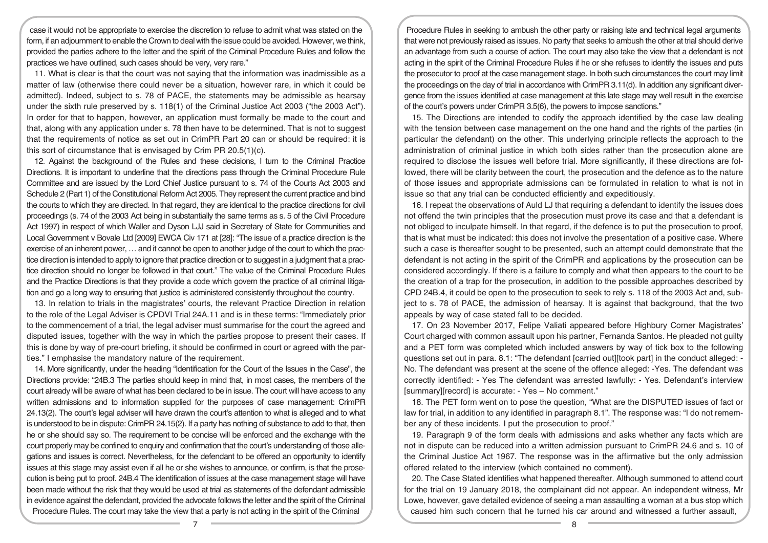case it would not be appropriate to exercise the discretion to refuse to admit what was stated on the form, if an adjournment to enable the Crown to deal with the issue could be avoided. However, we think, provided the parties adhere to the letter and the spirit of the Criminal Procedure Rules and follow the practices we have outlined, such cases should be very, very rare."

11. What is clear is that the court was not saying that the information was inadmissible as a matter of law (otherwise there could never be a situation, however rare, in which it could be admitted). Indeed, subject to s. 78 of PACE, the statements may be admissible as hearsay under the sixth rule preserved by s. 118(1) of the Criminal Justice Act 2003 ("the 2003 Act"). In order for that to happen, however, an application must formally be made to the court and that, along with any application under s. 78 then have to be determined. That is not to suggest that the requirements of notice as set out in CrimPR Part 20 can or should be required: it is this sort of circumstance that is envisaged by Crim PR 20.5(1)(c).

12. Against the background of the Rules and these decisions, I turn to the Criminal Practice Directions. It is important to underline that the directions pass through the Criminal Procedure Rule Committee and are issued by the Lord Chief Justice pursuant to s. 74 of the Courts Act 2003 and Schedule 2 (Part 1) of the Constitutional Reform Act 2005. They represent the current practice and bind the courts to which they are directed. In that regard, they are identical to the practice directions for civil proceedings (s. 74 of the 2003 Act being in substantially the same terms as s. 5 of the Civil Procedure Act 1997) in respect of which Waller and Dyson LJJ said in Secretary of State for Communities and Local Government v Bovale Ltd [2009] EWCA Civ 171 at [28]: "The issue of a practice direction is the exercise of an inherent power, … and it cannot be open to another judge of the court to which the practice direction is intended to apply to ignore that practice direction or to suggest in a judgment that a practice direction should no longer be followed in that court." The value of the Criminal Procedure Rules and the Practice Directions is that they provide a code which govern the practice of all criminal litigation and go a long way to ensuring that justice is administered consistently throughout the country.

13. In relation to trials in the magistrates' courts, the relevant Practice Direction in relation to the role of the Legal Adviser is CPDVI Trial 24A.11 and is in these terms: "Immediately prior to the commencement of a trial, the legal adviser must summarise for the court the agreed and disputed issues, together with the way in which the parties propose to present their cases. If this is done by way of pre-court briefing, it should be confirmed in court or agreed with the parties." I emphasise the mandatory nature of the requirement.

14. More significantly, under the heading "Identification for the Court of the Issues in the Case", the Directions provide: "24B.3 The parties should keep in mind that, in most cases, the members of the court already will be aware of what has been declared to be in issue. The court will have access to any written admissions and to information supplied for the purposes of case management: CrimPR 24.13(2). The court's legal adviser will have drawn the court's attention to what is alleged and to what is understood to be in dispute: CrimPR 24.15(2). If a party has nothing of substance to add to that, then he or she should say so. The requirement to be concise will be enforced and the exchange with the court properly may be confined to enquiry and confirmation that the court's understanding of those allegations and issues is correct. Nevertheless, for the defendant to be offered an opportunity to identify issues at this stage may assist even if all he or she wishes to announce, or confirm, is that the prosecution is being put to proof. 24B.4 The identification of issues at the case management stage will have been made without the risk that they would be used at trial as statements of the defendant admissible in evidence against the defendant, provided the advocate follows the letter and the spirit of the Criminal Procedure Rules. The court may take the view that a party is not acting in the spirit of the Criminal Procedure Rules in seeking to ambush the other party or raising late and technical legal arguments that were not previously raised as issues. No party that seeks to ambush the other at trial should derive an advantage from such a course of action. The court may also take the view that a defendant is not acting in the spirit of the Criminal Procedure Rules if he or she refuses to identify the issues and puts the prosecutor to proof at the case management stage. In both such circumstances the court may limit the proceedings on the day of trial in accordance with CrimPR 3.11(d). In addition any significant divergence from the issues identified at case management at this late stage may well result in the exercise of the court's powers under CrimPR 3.5(6), the powers to impose sanctions."

15. The Directions are intended to codify the approach identified by the case law dealing with the tension between case management on the one hand and the rights of the parties (in particular the defendant) on the other. This underlying principle reflects the approach to the administration of criminal justice in which both sides rather than the prosecution alone are required to disclose the issues well before trial. More significantly, if these directions are followed, there will be clarity between the court, the prosecution and the defence as to the nature of those issues and appropriate admissions can be formulated in relation to what is not in issue so that any trial can be conducted efficiently and expeditiously.

16. I repeat the observations of Auld LJ that requiring a defendant to identify the issues does not offend the twin principles that the prosecution must prove its case and that a defendant is not obliged to inculpate himself. In that regard, if the defence is to put the prosecution to proof, that is what must be indicated: this does not involve the presentation of a positive case. Where such a case is thereafter sought to be presented, such an attempt could demonstrate that the defendant is not acting in the spirit of the CrimPR and applications by the prosecution can be considered accordingly. If there is a failure to comply and what then appears to the court to be the creation of a trap for the prosecution, in addition to the possible approaches described by CPD 24B.4, it could be open to the prosecution to seek to rely s. 118 of the 2003 Act and, subject to s. 78 of PACE, the admission of hearsay. It is against that background, that the two appeals by way of case stated fall to be decided.

17. On 23 November 2017, Felipe Valiati appeared before Highbury Corner Magistrates' Court charged with common assault upon his partner, Fernanda Santos. He pleaded not guilty and a PET form was completed which included answers by way of tick box to the following questions set out in para. 8.1: "The defendant [carried out][took part] in the conduct alleged: - No. The defendant was present at the scene of the offence alleged: -Yes. The defendant was correctly identified: - Yes The defendant was arrested lawfully: - Yes. Defendant's interview [summary][record] is accurate: - Yes – No comment."

18. The PET form went on to pose the question, "What are the DISPUTED issues of fact or law for trial, in addition to any identified in paragraph 8.1". The response was: "I do not remember any of these incidents. I put the prosecution to proof."

19. Paragraph 9 of the form deals with admissions and asks whether any facts which are not in dispute can be reduced into a written admission pursuant to CrimPR 24.6 and s. 10 of the Criminal Justice Act 1967. The response was in the affirmative but the only admission offered related to the interview (which contained no comment).

20. The Case Stated identifies what happened thereafter. Although summoned to attend court for the trial on 19 January 2018, the complainant did not appear. An independent witness, Mr Lowe, however, gave detailed evidence of seeing a man assaulting a woman at a bus stop which caused him such concern that he turned his car around and witnessed a further assault,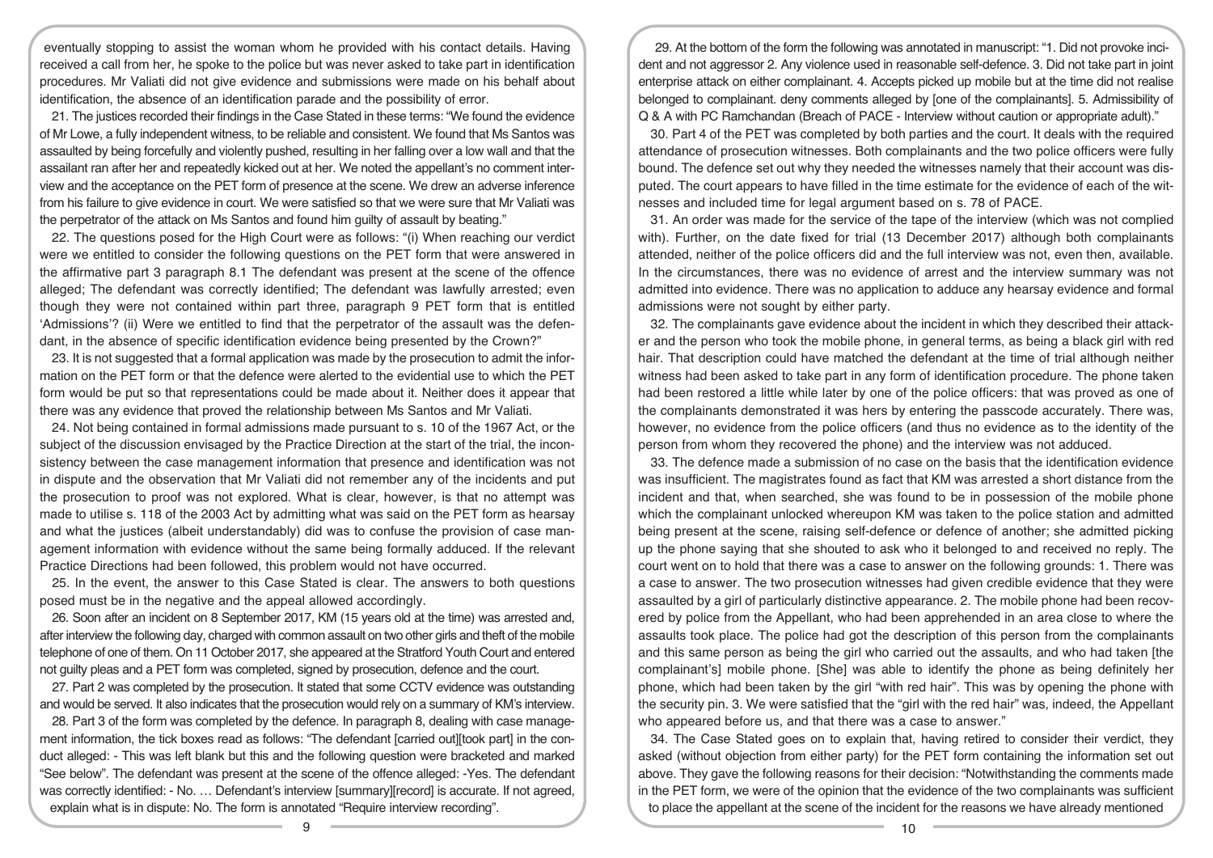eventually stopping to assist the woman whom he provided with his contact details. Having received a call from her, he spoke to the police but was never asked to take part in identification procedures. Mr Valiati did not give evidence and submissions were made on his behalf about identification, the absence of an identification parade and the possibility of error.

21. The justices recorded their findings in the Case Stated in these terms: "We found the evidence of Mr Lowe, a fully independent witness, to be reliable and consistent. We found that Ms Santos was assaulted by being forcefully and violently pushed, resulting in her falling over a low wall and that the assailant ran after her and repeatedly kicked out at her. We noted the appellant's no comment interview and the acceptance on the PET form of presence at the scene. We drew an adverse inference from his failure to give evidence in court. We were satisfied so that we were sure that Mr Valiati was the perpetrator of the attack on Ms Santos and found him guilty of assault by beating."

22. The questions posed for the High Court were as follows: "(i) When reaching our verdict were we entitled to consider the following questions on the PET form that were answered in the affirmative part 3 paragraph 8.1 The defendant was present at the scene of the offence alleged; The defendant was correctly identified; The defendant was lawfully arrested; even though they were not contained within part three, paragraph 9 PET form that is entitled 'Admissions'? (ii) Were we entitled to find that the perpetrator of the assault was the defendant, in the absence of specific identification evidence being presented by the Crown?"

23. It is not suggested that a formal application was made by the prosecution to admit the information on the PET form or that the defence were alerted to the evidential use to which the PET form would be put so that representations could be made about it. Neither does it appear that there was any evidence that proved the relationship between Ms Santos and Mr Valiati.

24. Not being contained in formal admissions made pursuant to s. 10 of the 1967 Act, or the subject of the discussion envisaged by the Practice Direction at the start of the trial, the inconsistency between the case management information that presence and identification was not in dispute and the observation that Mr Valiati did not remember any of the incidents and put the prosecution to proof was not explored. What is clear, however, is that no attempt was made to utilise s. 118 of the 2003 Act by admitting what was said on the PET form as hearsay and what the justices (albeit understandably) did was to confuse the provision of case management information with evidence without the same being formally adduced. If the relevant Practice Directions had been followed, this problem would not have occurred.

25. In the event, the answer to this Case Stated is clear. The answers to both questions posed must be in the negative and the appeal allowed accordingly.

26. Soon after an incident on 8 September 2017, KM (15 years old at the time) was arrested and, after interview the following day, charged with common assault on two other girls and theft of the mobile telephone of one of them. On 11 October 2017, she appeared at the Stratford Youth Court and entered not guilty pleas and a PET form was completed, signed by prosecution, defence and the court.

27. Part 2 was completed by the prosecution. It stated that some CCTV evidence was outstanding and would be served. It also indicates that the prosecution would rely on a summary of KM's interview.

28. Part 3 of the form was completed by the defence. In paragraph 8, dealing with case management information, the tick boxes read as follows: "The defendant [carried out][took part] in the conduct alleged: - This was left blank but this and the following question were bracketed and marked "See below". The defendant was present at the scene of the offence alleged: -Yes. The defendant was correctly identified: - No. … Defendant's interview [summary][record] is accurate. If not agreed, explain what is in dispute: No. The form is annotated "Require interview recording".

29. At the bottom of the form the following was annotated in manuscript: "1. Did not provoke incident and not aggressor 2. Any violence used in reasonable self-defence. 3. Did not take part in joint enterprise attack on either complainant. 4. Accepts picked up mobile but at the time did not realise belonged to complainant. deny comments alleged by [one of the complainants]. 5. Admissibility of Q & A with PC Ramchandan (Breach of PACE - Interview without caution or appropriate adult)."

30. Part 4 of the PET was completed by both parties and the court. It deals with the required attendance of prosecution witnesses. Both complainants and the two police officers were fully bound. The defence set out why they needed the witnesses namely that their account was disputed. The court appears to have filled in the time estimate for the evidence of each of the witnesses and included time for legal argument based on s. 78 of PACE.

31. An order was made for the service of the tape of the interview (which was not complied with). Further, on the date fixed for trial (13 December 2017) although both complainants attended, neither of the police officers did and the full interview was not, even then, available. In the circumstances, there was no evidence of arrest and the interview summary was not admitted into evidence. There was no application to adduce any hearsay evidence and formal admissions were not sought by either party.

32. The complainants gave evidence about the incident in which they described their attacker and the person who took the mobile phone, in general terms, as being a black girl with red hair. That description could have matched the defendant at the time of trial although neither witness had been asked to take part in any form of identification procedure. The phone taken had been restored a little while later by one of the police officers: that was proved as one of the complainants demonstrated it was hers by entering the passcode accurately. There was, however, no evidence from the police officers (and thus no evidence as to the identity of the person from whom they recovered the phone) and the interview was not adduced.

33. The defence made a submission of no case on the basis that the identification evidence was insufficient. The magistrates found as fact that KM was arrested a short distance from the incident and that, when searched, she was found to be in possession of the mobile phone which the complainant unlocked whereupon KM was taken to the police station and admitted being present at the scene, raising self-defence or defence of another; she admitted picking up the phone saying that she shouted to ask who it belonged to and received no reply. The court went on to hold that there was a case to answer on the following grounds: 1. There was a case to answer. The two prosecution witnesses had given credible evidence that they were assaulted by a girl of particularly distinctive appearance. 2. The mobile phone had been recovered by police from the Appellant, who had been apprehended in an area close to where the assaults took place. The police had got the description of this person from the complainants and this same person as being the girl who carried out the assaults, and who had taken [the complainant's] mobile phone. [She] was able to identify the phone as being definitely her phone, which had been taken by the girl "with red hair". This was by opening the phone with the security pin. 3. We were satisfied that the "girl with the red hair" was, indeed, the Appellant who appeared before us, and that there was a case to answer."

34. The Case Stated goes on to explain that, having retired to consider their verdict, they asked (without objection from either party) for the PET form containing the information set out above. They gave the following reasons for their decision: "Notwithstanding the comments made in the PET form, we were of the opinion that the evidence of the two complainants was sufficient to place the appellant at the scene of the incident for the reasons we have already mentioned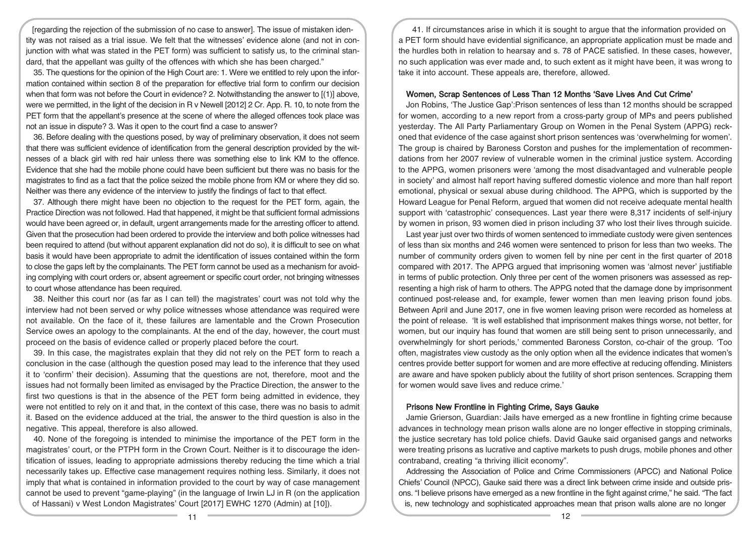[regarding the rejection of the submission of no case to answer]. The issue of mistaken identity was not raised as a trial issue. We felt that the witnesses' evidence alone (and not in conjunction with what was stated in the PET form) was sufficient to satisfy us, to the criminal standard, that the appellant was guilty of the offences with which she has been charged."

35. The questions for the opinion of the High Court are: 1. Were we entitled to rely upon the information contained within section 8 of the preparation for effective trial form to confirm our decision when that form was not before the Court in evidence? 2. Notwithstanding the answer to [(1)] above, were we permitted, in the light of the decision in R v Newell [2012] 2 Cr. App. R. 10, to note from the PET form that the appellant's presence at the scene of where the alleged offences took place was not an issue in dispute? 3. Was it open to the court find a case to answer?

36. Before dealing with the questions posed, by way of preliminary observation, it does not seem that there was sufficient evidence of identification from the general description provided by the witnesses of a black girl with red hair unless there was something else to link KM to the offence. Evidence that she had the mobile phone could have been sufficient but there was no basis for the magistrates to find as a fact that the police seized the mobile phone from KM or where they did so. Neither was there any evidence of the interview to justify the findings of fact to that effect.

37. Although there might have been no objection to the request for the PET form, again, the Practice Direction was not followed. Had that happened, it might be that sufficient formal admissions would have been agreed or, in default, urgent arrangements made for the arresting officer to attend. Given that the prosecution had been ordered to provide the interview and both police witnesses had been required to attend (but without apparent explanation did not do so), it is difficult to see on what basis it would have been appropriate to admit the identification of issues contained within the form to close the gaps left by the complainants. The PET form cannot be used as a mechanism for avoiding complying with court orders or, absent agreement or specific court order, not bringing witnesses to court whose attendance has been required.

38. Neither this court nor (as far as I can tell) the magistrates' court was not told why the interview had not been served or why police witnesses whose attendance was required were not available. On the face of it, these failures are lamentable and the Crown Prosecution Service owes an apology to the complainants. At the end of the day, however, the court must proceed on the basis of evidence called or properly placed before the court.

39. In this case, the magistrates explain that they did not rely on the PET form to reach a conclusion in the case (although the question posed may lead to the inference that they used it to 'confirm' their decision). Assuming that the questions are not, therefore, moot and the issues had not formally been limited as envisaged by the Practice Direction, the answer to the first two questions is that in the absence of the PET form being admitted in evidence, they were not entitled to rely on it and that, in the context of this case, there was no basis to admit it. Based on the evidence adduced at the trial, the answer to the third question is also in the negative. This appeal, therefore is also allowed.

40. None of the foregoing is intended to minimise the importance of the PET form in the magistrates' court, or the PTPH form in the Crown Court. Neither is it to discourage the identification of issues, leading to appropriate admissions thereby reducing the time which a trial necessarily takes up. Effective case management requires nothing less. Similarly, it does not imply that what is contained in information provided to the court by way of case management cannot be used to prevent "game-playing" (in the language of Irwin LJ in R (on the application of Hassani) v West London Magistrates' Court [2017] EWHC 1270 (Admin) at [10]).

41. If circumstances arise in which it is sought to argue that the information provided on a PET form should have evidential significance, an appropriate application must be made and the hurdles both in relation to hearsay and s. 78 of PACE satisfied. In these cases, however, no such application was ever made and, to such extent as it might have been, it was wrong to take it into account. These appeals are, therefore, allowed.

### Women, Scrap Sentences of Less Than 12 Months 'Save Lives And Cut Crime'

Jon Robins, 'The Justice Gap':Prison sentences of less than 12 months should be scrapped for women, according to a new report from a cross-party group of MPs and peers published yesterday. The All Party Parliamentary Group on Women in the Penal System (APPG) reckoned that evidence of the case against short prison sentences was 'overwhelming for women'. The group is chaired by Baroness Corston and pushes for the implementation of recommendations from her 2007 review of vulnerable women in the criminal justice system. According to the APPG, women prisoners were 'among the most disadvantaged and vulnerable people in society' and almost half report having suffered domestic violence and more than half report emotional, physical or sexual abuse during childhood. The APPG, which is supported by the Howard League for Penal Reform, argued that women did not receive adequate mental health support with 'catastrophic' consequences. Last year there were 8,317 incidents of self-injury by women in prison, 93 women died in prison including 37 who lost their lives through suicide.

Last year just over two thirds of women sentenced to immediate custody were given sentences of less than six months and 246 women were sentenced to prison for less than two weeks. The number of community orders given to women fell by nine per cent in the first quarter of 2018 compared with 2017. The APPG argued that imprisoning women was 'almost never' justifiable in terms of public protection. Only three per cent of the women prisoners was assessed as representing a high risk of harm to others. The APPG noted that the damage done by imprisonment continued post-release and, for example, fewer women than men leaving prison found jobs. Between April and June 2017, one in five women leaving prison were recorded as homeless at the point of release. 'It is well established that imprisonment makes things worse, not better, for women, but our inquiry has found that women are still being sent to prison unnecessarily, and overwhelmingly for short periods,' commented Baroness Corston, co-chair of the group. 'Too often, magistrates view custody as the only option when all the evidence indicates that women's centres provide better support for women and are more effective at reducing offending. Ministers are aware and have spoken publicly about the futility of short prison sentences. Scrapping them for women would save lives and reduce crime.'

### Prisons New Frontline in Fighting Crime, Says Gauke

Jamie Grierson, Guardian: Jails have emerged as a new frontline in fighting crime because advances in technology mean prison walls alone are no longer effective in stopping criminals, the justice secretary has told police chiefs. David Gauke said organised gangs and networks were treating prisons as lucrative and captive markets to push drugs, mobile phones and other contraband, creating "a thriving illicit economy".

Addressing the Association of Police and Crime Commissioners (APCC) and National Police Chiefs' Council (NPCC), Gauke said there was a direct link between crime inside and outside prisons. "I believe prisons have emerged as a new frontline in the fight against crime," he said. "The fact is, new technology and sophisticated approaches mean that prison walls alone are no longer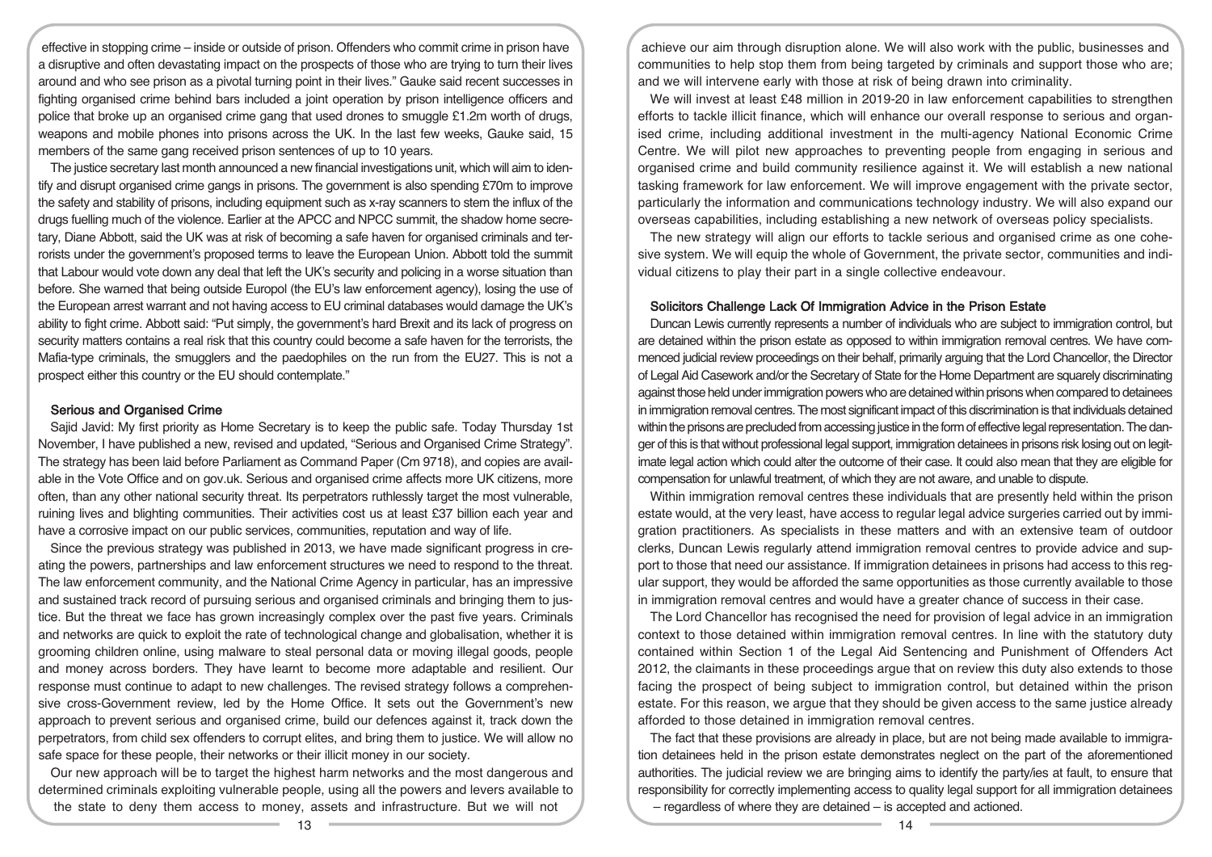effective in stopping crime – inside or outside of prison. Offenders who commit crime in prison have a disruptive and often devastating impact on the prospects of those who are trying to turn their lives around and who see prison as a pivotal turning point in their lives." Gauke said recent successes in fighting organised crime behind bars included a joint operation by prison intelligence officers and police that broke up an organised crime gang that used drones to smuggle £1.2m worth of drugs, weapons and mobile phones into prisons across the UK. In the last few weeks, Gauke said, 15 members of the same gang received prison sentences of up to 10 years.

The justice secretary last month announced a new financial investigations unit, which will aim to identify and disrupt organised crime gangs in prisons. The government is also spending £70m to improve the safety and stability of prisons, including equipment such as x-ray scanners to stem the influx of the drugs fuelling much of the violence. Earlier at the APCC and NPCC summit, the shadow home secretary, Diane Abbott, said the UK was at risk of becoming a safe haven for organised criminals and terrorists under the government's proposed terms to leave the European Union. Abbott told the summit that Labour would vote down any deal that left the UK's security and policing in a worse situation than before. She warned that being outside Europol (the EU's law enforcement agency), losing the use of the European arrest warrant and not having access to EU criminal databases would damage the UK's ability to fight crime. Abbott said: "Put simply, the government's hard Brexit and its lack of progress on security matters contains a real risk that this country could become a safe haven for the terrorists, the Mafia-type criminals, the smugglers and the paedophiles on the run from the EU27. This is not a prospect either this country or the EU should contemplate."

### Serious and Organised Crime

Sajid Javid: My first priority as Home Secretary is to keep the public safe. Today Thursday 1st November, I have published a new, revised and updated, "Serious and Organised Crime Strategy". The strategy has been laid before Parliament as Command Paper (Cm 9718), and copies are available in the Vote Office and on gov.uk. Serious and organised crime affects more UK citizens, more often, than any other national security threat. Its perpetrators ruthlessly target the most vulnerable, ruining lives and blighting communities. Their activities cost us at least £37 billion each year and have a corrosive impact on our public services, communities, reputation and way of life.

Since the previous strategy was published in 2013, we have made significant progress in creating the powers, partnerships and law enforcement structures we need to respond to the threat. The law enforcement community, and the National Crime Agency in particular, has an impressive and sustained track record of pursuing serious and organised criminals and bringing them to justice. But the threat we face has grown increasingly complex over the past five years. Criminals and networks are quick to exploit the rate of technological change and globalisation, whether it is grooming children online, using malware to steal personal data or moving illegal goods, people and money across borders. They have learnt to become more adaptable and resilient. Our response must continue to adapt to new challenges. The revised strategy follows a comprehensive cross-Government review, led by the Home Office. It sets out the Government's new approach to prevent serious and organised crime, build our defences against it, track down the perpetrators, from child sex offenders to corrupt elites, and bring them to justice. We will allow no safe space for these people, their networks or their illicit money in our society.

Our new approach will be to target the highest harm networks and the most dangerous and determined criminals exploiting vulnerable people, using all the powers and levers available to the state to deny them access to money, assets and infrastructure. But we will not achieve our aim through disruption alone. We will also work with the public, businesses and communities to help stop them from being targeted by criminals and support those who are; and we will intervene early with those at risk of being drawn into criminality.

We will invest at least £48 million in 2019-20 in law enforcement capabilities to strengthen efforts to tackle illicit finance, which will enhance our overall response to serious and organised crime, including additional investment in the multi-agency National Economic Crime Centre. We will pilot new approaches to preventing people from engaging in serious and organised crime and build community resilience against it. We will establish a new national tasking framework for law enforcement. We will improve engagement with the private sector, particularly the information and communications technology industry. We will also expand our overseas capabilities, including establishing a new network of overseas policy specialists.

The new strategy will align our efforts to tackle serious and organised crime as one cohesive system. We will equip the whole of Government, the private sector, communities and individual citizens to play their part in a single collective endeavour.

### Solicitors Challenge Lack Of Immigration Advice in the Prison Estate

Duncan Lewis currently represents a number of individuals who are subject to immigration control, but are detained within the prison estate as opposed to within immigration removal centres. We have commenced judicial review proceedings on their behalf, primarily arguing that the Lord Chancellor, the Director of Legal Aid Casework and/or the Secretary of State for the Home Department are squarely discriminating against those held under immigration powers who are detained within prisons when compared to detainees in immigration removal centres. The most significant impact of this discrimination is that individuals detained within the prisons are precluded from accessing justice in the form of effective legal representation. The danger of this is that without professional legal support, immigration detainees in prisons risk losing out on legitimate legal action which could alter the outcome of their case. It could also mean that they are eligible for compensation for unlawful treatment, of which they are not aware, and unable to dispute.

Within immigration removal centres these individuals that are presently held within the prison estate would, at the very least, have access to regular legal advice surgeries carried out by immigration practitioners. As specialists in these matters and with an extensive team of outdoor clerks, Duncan Lewis regularly attend immigration removal centres to provide advice and support to those that need our assistance. If immigration detainees in prisons had access to this regular support, they would be afforded the same opportunities as those currently available to those in immigration removal centres and would have a greater chance of success in their case.

The Lord Chancellor has recognised the need for provision of legal advice in an immigration context to those detained within immigration removal centres. In line with the statutory duty contained within Section 1 of the Legal Aid Sentencing and Punishment of Offenders Act 2012, the claimants in these proceedings argue that on review this duty also extends to those facing the prospect of being subject to immigration control, but detained within the prison estate. For this reason, we argue that they should be given access to the same justice already afforded to those detained in immigration removal centres.

The fact that these provisions are already in place, but are not being made available to immigration detainees held in the prison estate demonstrates neglect on the part of the aforementioned authorities. The judicial review we are bringing aims to identify the party/ies at fault, to ensure that responsibility for correctly implementing access to quality legal support for all immigration detainees – regardless of where they are detained – is accepted and actioned.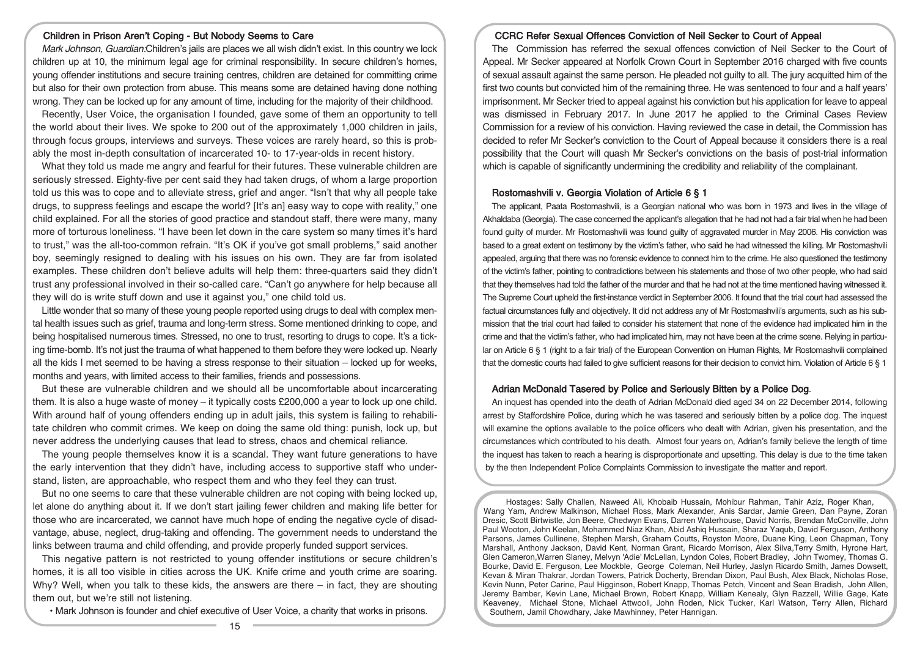## Children in Prison Aren't Coping - But Nobody Seems to Care

*Mark Johnson, Guardian*:Children's jails are places we all wish didn't exist. In this country we lock children up at 10, the minimum legal age for criminal responsibility. In secure children's homes, young offender institutions and secure training centres, children are detained for committing crime but also for their own protection from abuse. This means some are detained having done nothing wrong. They can be locked up for any amount of time, including for the majority of their childhood.

Recently, User Voice, the organisation I founded, gave some of them an opportunity to tell the world about their lives. We spoke to 200 out of the approximately 1,000 children in jails, through focus groups, interviews and surveys. These voices are rarely heard, so this is probably the most in-depth consultation of incarcerated 10- to 17-year-olds in recent history.

What they told us made me angry and fearful for their futures. These vulnerable children are seriously stressed. Eighty-five per cent said they had taken drugs, of whom a large proportion told us this was to cope and to alleviate stress, grief and anger. "Isn't that why all people take drugs, to suppress feelings and escape the world? [It's an] easy way to cope with reality," one child explained. For all the stories of good practice and standout staff, there were many, many more of torturous loneliness. "I have been let down in the care system so many times it's hard to trust," was the all-too-common refrain. "It's OK if you've got small problems," said another boy, seemingly resigned to dealing with his issues on his own. They are far from isolated examples. These children don't believe adults will help them: three-quarters said they didn't trust any professional involved in their so-called care. "Can't go anywhere for help because all they will do is write stuff down and use it against you," one child told us.

Little wonder that so many of these young people reported using drugs to deal with complex mental health issues such as grief, trauma and long-term stress. Some mentioned drinking to cope, and being hospitalised numerous times. Stressed, no one to trust, resorting to drugs to cope. It's a ticking time-bomb. It's not just the trauma of what happened to them before they were locked up. Nearly all the kids I met seemed to be having a stress response to their situation – locked up for weeks, months and years, with limited access to their families, friends and possessions.

But these are vulnerable children and we should all be uncomfortable about incarcerating them. It is also a huge waste of money – it typically costs £200,000 a year to lock up one child. With around half of young offenders ending up in adult jails, this system is failing to rehabilitate children who commit crimes. We keep on doing the same old thing: punish, lock up, but never address the underlying causes that lead to stress, chaos and chemical reliance.

The young people themselves know it is a scandal. They want future generations to have the early intervention that they didn't have, including access to supportive staff who understand, listen, are approachable, who respect them and who they feel they can trust.

But no one seems to care that these vulnerable children are not coping with being locked up, let alone do anything about it. If we don't start jailing fewer children and making life better for those who are incarcerated, we cannot have much hope of ending the negative cycle of disadvantage, abuse, neglect, drug-taking and offending. The government needs to understand the links between trauma and child offending, and provide properly funded support services.

This negative pattern is not restricted to young offender institutions or secure children's homes, it is all too visible in cities across the UK. Knife crime and youth crime are soaring. Why? Well, when you talk to these kids, the answers are there – in fact, they are shouting them out, but we're still not listening.

• Mark Johnson is founder and chief executive of User Voice, a charity that works in prisons.

## CCRC Refer Sexual Offences Conviction of Neil Secker to Court of Appeal

The Commission has referred the sexual offences conviction of Neil Secker to the Court of Appeal. Mr Secker appeared at Norfolk Crown Court in September 2016 charged with five counts of sexual assault against the same person. He pleaded not guilty to all. The jury acquitted him of the first two counts but convicted him of the remaining three. He was sentenced to four and a half years' imprisonment. Mr Secker tried to appeal against his conviction but his application for leave to appeal was dismissed in February 2017. In June 2017 he applied to the Criminal Cases Review Commission for a review of his conviction. Having reviewed the case in detail, the Commission has decided to refer Mr Secker's conviction to the Court of Appeal because it considers there is a real possibility that the Court will quash Mr Secker's convictions on the basis of post-trial information which is capable of significantly undermining the credibility and reliability of the complainant.

## Rostomashvili v. Georgia Violation of Article 6 § 1

The applicant, Paata Rostomashvili, is a Georgian national who was born in 1973 and lives in the village of Akhaldaba (Georgia). The case concerned the applicant's allegation that he had not had a fair trial when he had been found guilty of murder. Mr Rostomashvili was found guilty of aggravated murder in May 2006. His conviction was based to a great extent on testimony by the victim's father, who said he had witnessed the killing. Mr Rostomashvili appealed, arguing that there was no forensic evidence to connect him to the crime. He also questioned the testimony of the victim's father, pointing to contradictions between his statements and those of two other people, who had said that they themselves had told the father of the murder and that he had not at the time mentioned having witnessed it. The Supreme Court upheld the first-instance verdict in September 2006. It found that the trial court had assessed the factual circumstances fully and objectively. It did not address any of Mr Rostomashvili's arguments, such as his submission that the trial court had failed to consider his statement that none of the evidence had implicated him in the crime and that the victim's father, who had implicated him, may not have been at the crime scene. Relying in particular on Article 6 § 1 (right to a fair trial) of the European Convention on Human Rights, Mr Rostomashvili complained that the domestic courts had failed to give sufficient reasons for their decision to convict him. Violation of Article 6 § 1

## Adrian McDonald Tasered by Police and Seriously Bitten by a Police Dog.

An inquest has opended into the death of Adrian McDonald died aged 34 on 22 December 2014, following arrest by Staffordshire Police, during which he was tasered and seriously bitten by a police dog. The inquest will examine the options available to the police officers who dealt with Adrian, given his presentation, and the circumstances which contributed to his death. Almost four years on, Adrian's family believe the length of time the inquest has taken to reach a hearing is disproportionate and upsetting. This delay is due to the time taken by the then Independent Police Complaints Commission to investigate the matter and report.

Hostages: Sally Challen, Naweed Ali, Khobaib Hussain, Mohibur Rahman, Tahir Aziz, Roger Khan, Wang Yam, Andrew Malkinson, Michael Ross, Mark Alexander, Anis Sardar, Jamie Green, Dan Payne, Zoran Dresic, Scott Birtwistle, Jon Beere, Chedwyn Evans, Darren Waterhouse, David Norris, Brendan McConville, John Paul Wooton, John Keelan, Mohammed Niaz Khan, Abid Ashiq Hussain, Sharaz Yaqub, David Ferguson, Anthony Parsons, James Cullinene, Stephen Marsh, Graham Coutts, Royston Moore, Duane King, Leon Chapman, Tony Marshall, Anthony Jackson, David Kent, Norman Grant, Ricardo Morrison, Alex Silva,Terry Smith, Hyrone Hart, Glen Cameron,Warren Slaney, Melvyn 'Adie' McLellan, Lyndon Coles, Robert Bradley, John Twomey, Thomas G. Bourke, David E. Ferguson, Lee Mockble, George Coleman, Neil Hurley, Jaslyn Ricardo Smith, James Dowsett, Kevan & Miran Thakrar, Jordan Towers, Patrick Docherty, Brendan Dixon, Paul Bush, Alex Black, Nicholas Rose, Kevin Nunn, Peter Carine, Paul Higginson, Robert Knapp, Thomas Petch, Vincent and Sean Bradish, John Allen, Jeremy Bamber, Kevin Lane, Michael Brown, Robert Knapp, William Kenealy, Glyn Razzell, Willie Gage, Kate Keaveney, Michael Stone, Michael Attwooll, John Roden, Nick Tucker, Karl Watson, Terry Allen, Richard Southern, Jamil Chowdhary, Jake Mawhinney, Peter Hannigan.